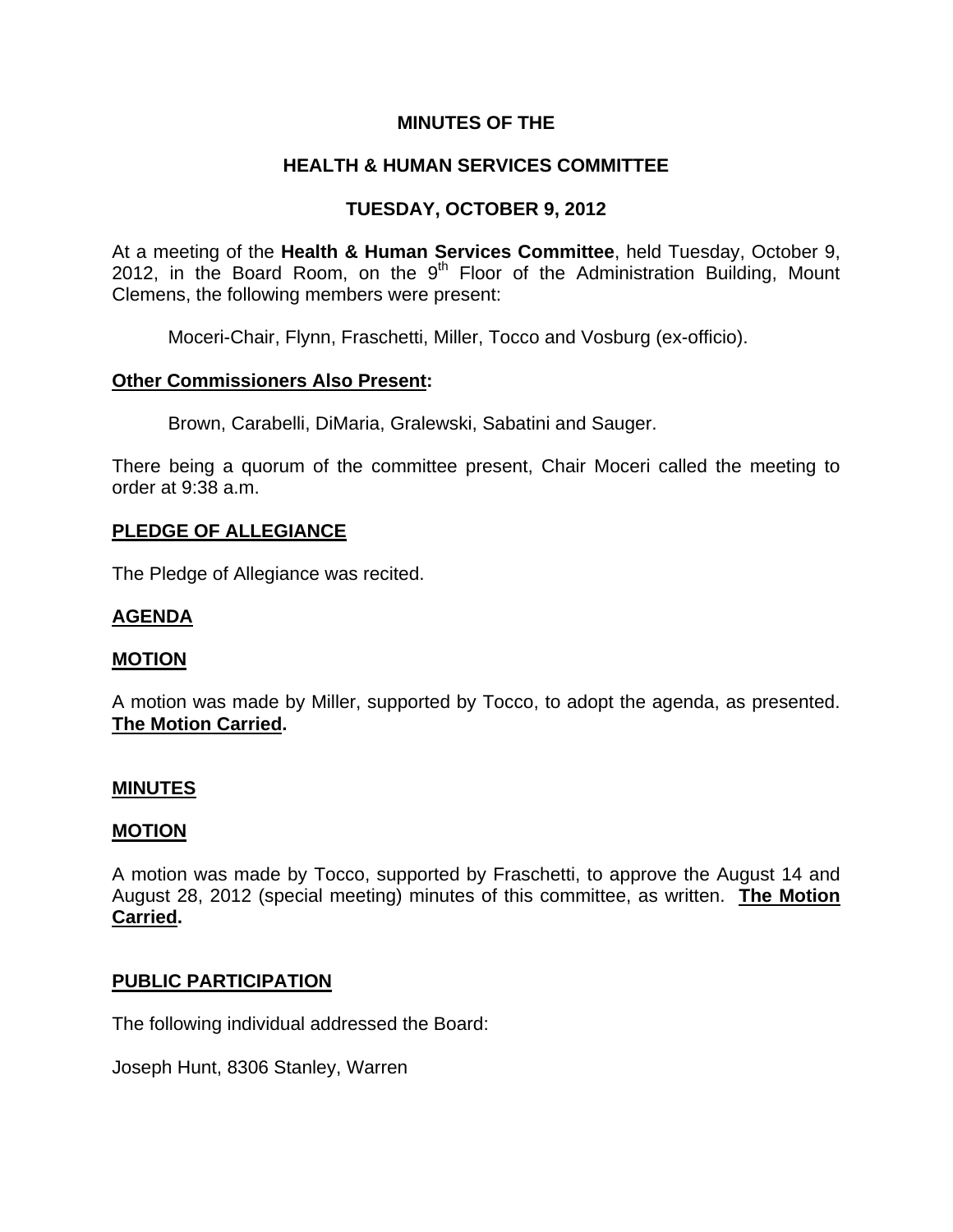**MINUTES OF THE**

**HEALTH & HUMAN SERVICES COMMITTEE**

**TUESDAY, OCTOBER 9, 2012**

At a meeting of the **Health & Human Services Committee**, held Tuesday, October 9, 2012, in the Board Room, on the 9th Floor of the Administration Building, Mount Clemens, the following members were present:

Moceri-Chair, Flynn, Fraschetti, Miller, Tocco and Vosburg (ex-officio).

**Other Commissioners Also Present:**

Brown, Carabelli, DiMaria, Gralewski, Sabatini and Sauger.

There being a quorum of the committee present, Chair Moceri called the meeting to order at 9:38 a.m.

**PLEDGE OF ALLEGIANCE**

The Pledge of Allegiance was recited.

**AGENDA**

**MOTION**

A motion was made by Miller, supported by Tocco, to adopt the agenda, as presented. **The Motion Carried.**

**MINUTES**

**MOTION**

A motion was made by Tocco, supported by Fraschetti, to approve the August 14 and August 28, 2012 (special meeting) minutes of this committee, as written. **The Motion Carried.**

**PUBLIC PARTICIPATION**

The following individual addressed the Board:

Joseph Hunt, 8306 Stanley, Warren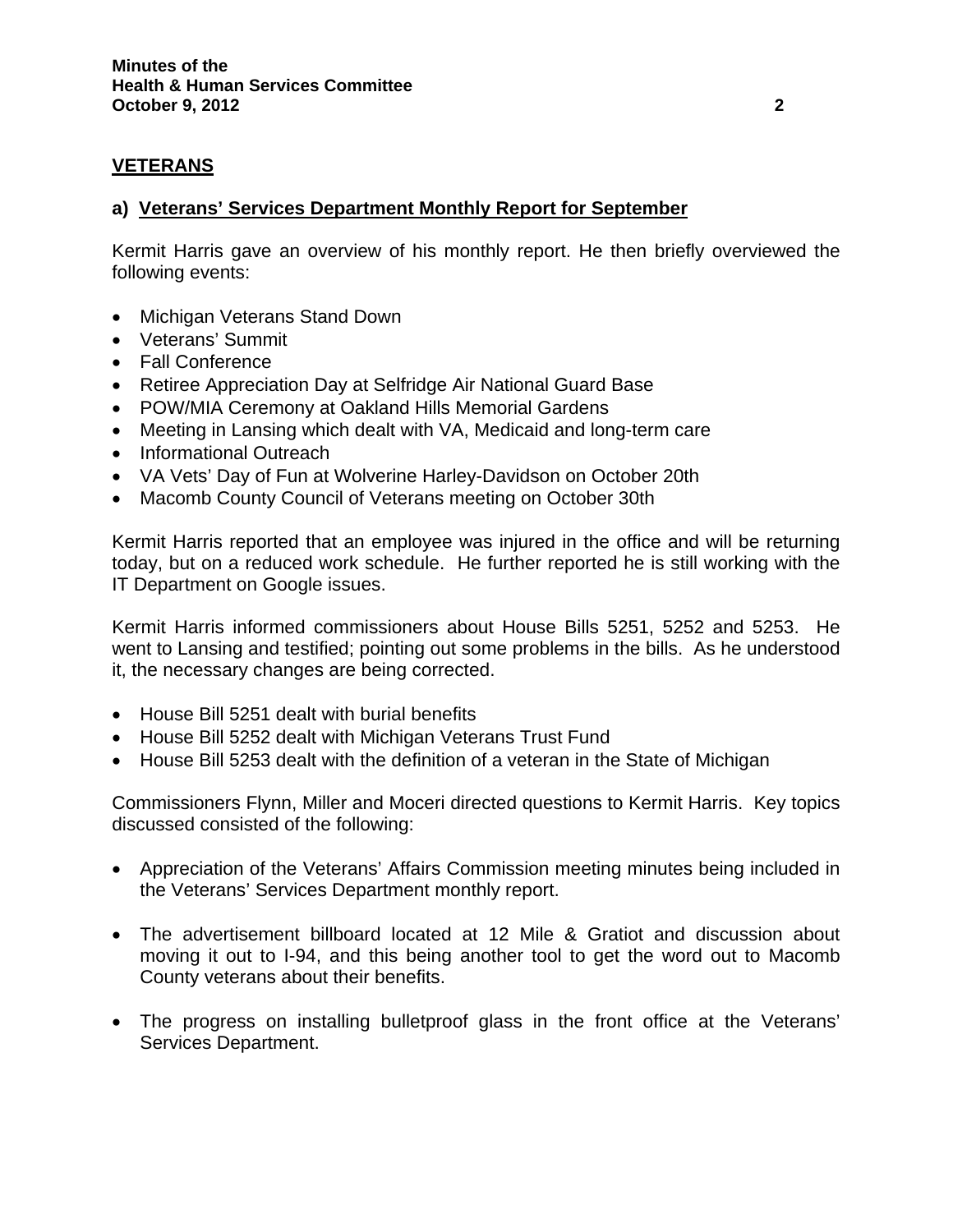## VETERANS

### a) Veterans' Services Department Monthly Report for September

Kermit Harris gave an overview of his monthly report. He then briefly overviewed the following events:

- Michigan Veterans Stand Down
- Veterans' Summit
- Fall Conference
- Retiree Appreciation Day at Selfridge Air National Guard Base
- POW/MIA Ceremony at Oakland Hills Memorial Gardens
- Meeting in Lansing which dealt with VA, Medicaid and long-term care
- Informational Outreach
- VA Vets' Day of Fun at Wolverine Harley-Davidson on October 20th
- Macomb County Council of Veterans meeting on October 30th

Kermit Harris reported that an employee was injured in the office and will be returning today, but on a reduced work schedule. He further reported he is still working with the IT Department on Google issues.

Kermit Harris informed commissioners about House Bills 5251, 5252 and 5253. He went to Lansing and testified; pointing out some problems in the bills. As he understood it, the necessary changes are being corrected.

- House Bill 5251 dealt with burial benefits
- House Bill 5252 dealt with Michigan Veterans Trust Fund
- House Bill 5253 dealt with the definition of a veteran in the State of Michigan

Commissioners Flynn, Miller and Moceri directed questions to Kermit Harris. Key topics discussed consisted of the following:

- Appreciation of the Veterans' Affairs Commission meeting minutes being included in the Veterans' Services Department monthly report.

- The advertisement billboard located at 12 Mile & Gratiot and discussion about moving it out to I-94, and this being another tool to get the word out to Macomb County veterans about their benefits.

- The progress on installing bulletproof glass in the front office at the Veterans' Services Department.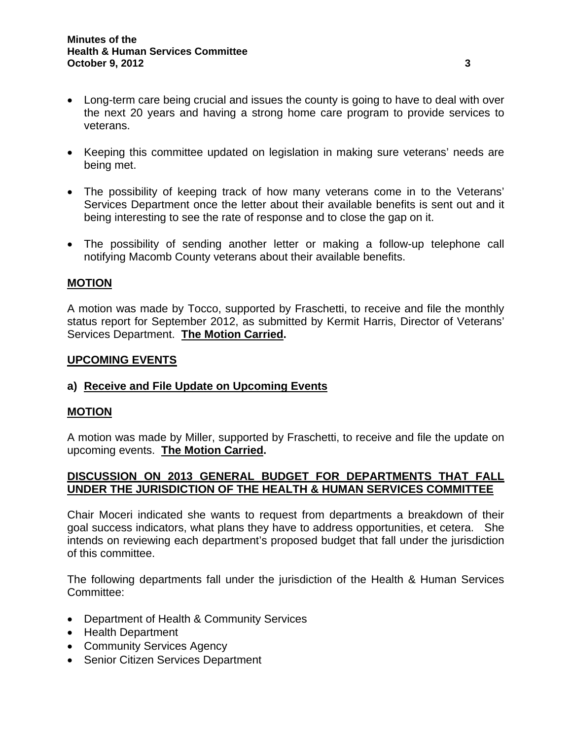- Long-term care being crucial and issues the county is going to have to deal with over the next 20 years and having a strong home care program to provide services to veterans.

- Keeping this committee updated on legislation in making sure veterans' needs are being met.

- The possibility of keeping track of how many veterans come in to the Veterans' Services Department once the letter about their available benefits is sent out and it being interesting to see the rate of response and to close the gap on it.

- The possibility of sending another letter or making a follow-up telephone call notifying Macomb County veterans about their available benefits.

## MOTION

A motion was made by Tocco, supported by Fraschetti, to receive and file the monthly status report for September 2012, as submitted by Kermit Harris, Director of Veterans' Services Department. **The Motion Carried.**

## UPCOMING EVENTS

### a) Receive and File Update on Upcoming Events

## MOTION

A motion was made by Miller, supported by Fraschetti, to receive and file the update on upcoming events. **The Motion Carried.**

## DISCUSSION ON 2013 GENERAL BUDGET FOR DEPARTMENTS THAT FALL UNDER THE JURISDICTION OF THE HEALTH & HUMAN SERVICES COMMITTEE

Chair Moceri indicated she wants to request from departments a breakdown of their goal success indicators, what plans they have to address opportunities, et cetera. She intends on reviewing each department's proposed budget that fall under the jurisdiction of this committee.

The following departments fall under the jurisdiction of the Health & Human Services Committee:

- Department of Health & Community Services
- Health Department
- Community Services Agency
- Senior Citizen Services Department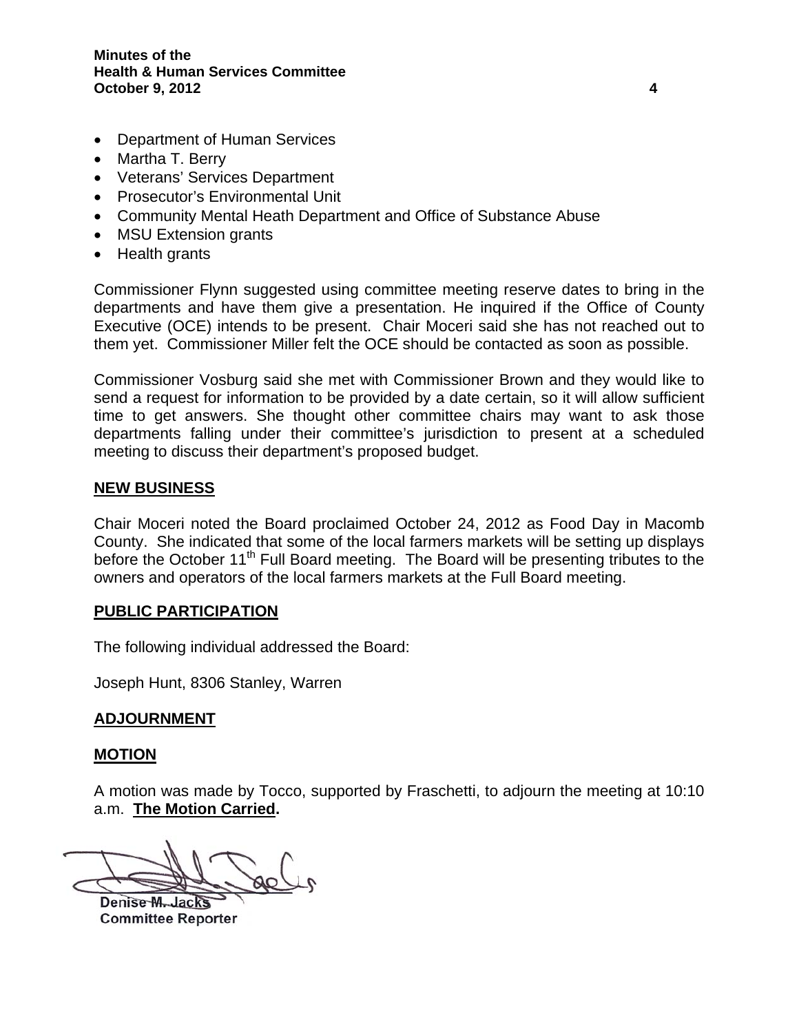- Department of Human Services
- Martha T. Berry
- Veterans' Services Department
- Prosecutor's Environmental Unit
- Community Mental Heath Department and Office of Substance Abuse
- MSU Extension grants
- Health grants

Commissioner Flynn suggested using committee meeting reserve dates to bring in the departments and have them give a presentation. He inquired if the Office of County Executive (OCE) intends to be present. Chair Moceri said she has not reached out to them yet. Commissioner Miller felt the OCE should be contacted as soon as possible.

Commissioner Vosburg said she met with Commissioner Brown and they would like to send a request for information to be provided by a date certain, so it will allow sufficient time to get answers. She thought other committee chairs may want to ask those departments falling under their committee's jurisdiction to present at a scheduled meeting to discuss their department's proposed budget.

**NEW BUSINESS**

Chair Moceri noted the Board proclaimed October 24, 2012 as Food Day in Macomb County. She indicated that some of the local farmers markets will be setting up displays before the October 11th Full Board meeting. The Board will be presenting tributes to the owners and operators of the local farmers markets at the Full Board meeting.

**PUBLIC PARTICIPATION**

The following individual addressed the Board:

Joseph Hunt, 8306 Stanley, Warren

**ADJOURNMENT**

**MOTION**

A motion was made by Tocco, supported by Fraschetti, to adjourn the meeting at 10:10 a.m. **The Motion Carried.**

Denise M. Jacks
Committee Reporter